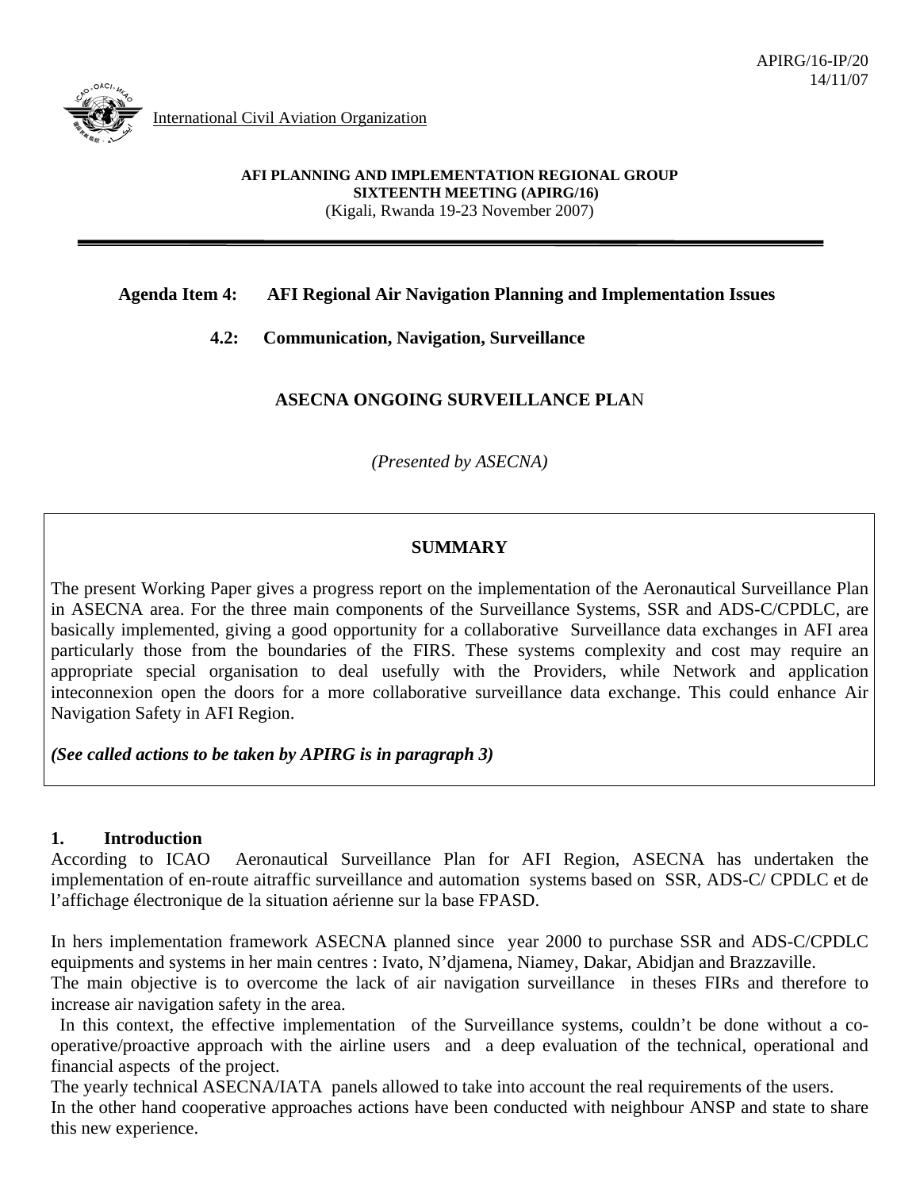APIRG/16-IP/20
14/11/07

International Civil Aviation Organization

**AFI PLANNING AND IMPLEMENTATION REGIONAL GROUP**
**SIXTEENTH MEETING (APIRG/16)**
(Kigali, Rwanda 19-23 November 2007)

---

**Agenda Item 4: AFI Regional Air Navigation Planning and Implementation Issues**

**4.2: Communication, Navigation, Surveillance**

# ASECNA ONGOING SURVEILLANCE PLAN

*(Presented by ASECNA)*

> **SUMMARY**
>
> The present Working Paper gives a progress report on the implementation of the Aeronautical Surveillance Plan in ASECNA area. For the three main components of the Surveillance Systems, SSR and ADS-C/CPDLC, are basically implemented, giving a good opportunity for a collaborative Surveillance data exchanges in AFI area particularly those from the boundaries of the FIRS. These systems complexity and cost may require an appropriate special organisation to deal usefully with the Providers, while Network and application inteconnexion open the doors for a more collaborative surveillance data exchange. This could enhance Air Navigation Safety in AFI Region.
>
> ***(See called actions to be taken by APIRG is in paragraph 3)***

## 1. Introduction

According to ICAO Aeronautical Surveillance Plan for AFI Region, ASECNA has undertaken the implementation of en-route aitraffic surveillance and automation systems based on SSR, ADS-C/ CPDLC et de l'affichage électronique de la situation aérienne sur la base FPASD.

In hers implementation framework ASECNA planned since year 2000 to purchase SSR and ADS-C/CPDLC equipments and systems in her main centres : Ivato, N'djamena, Niamey, Dakar, Abidjan and Brazzaville.
The main objective is to overcome the lack of air navigation surveillance in theses FIRs and therefore to increase air navigation safety in the area.
In this context, the effective implementation of the Surveillance systems, couldn't be done without a co-operative/proactive approach with the airline users and a deep evaluation of the technical, operational and financial aspects of the project.
The yearly technical ASECNA/IATA panels allowed to take into account the real requirements of the users.
In the other hand cooperative approaches actions have been conducted with neighbour ANSP and state to share this new experience.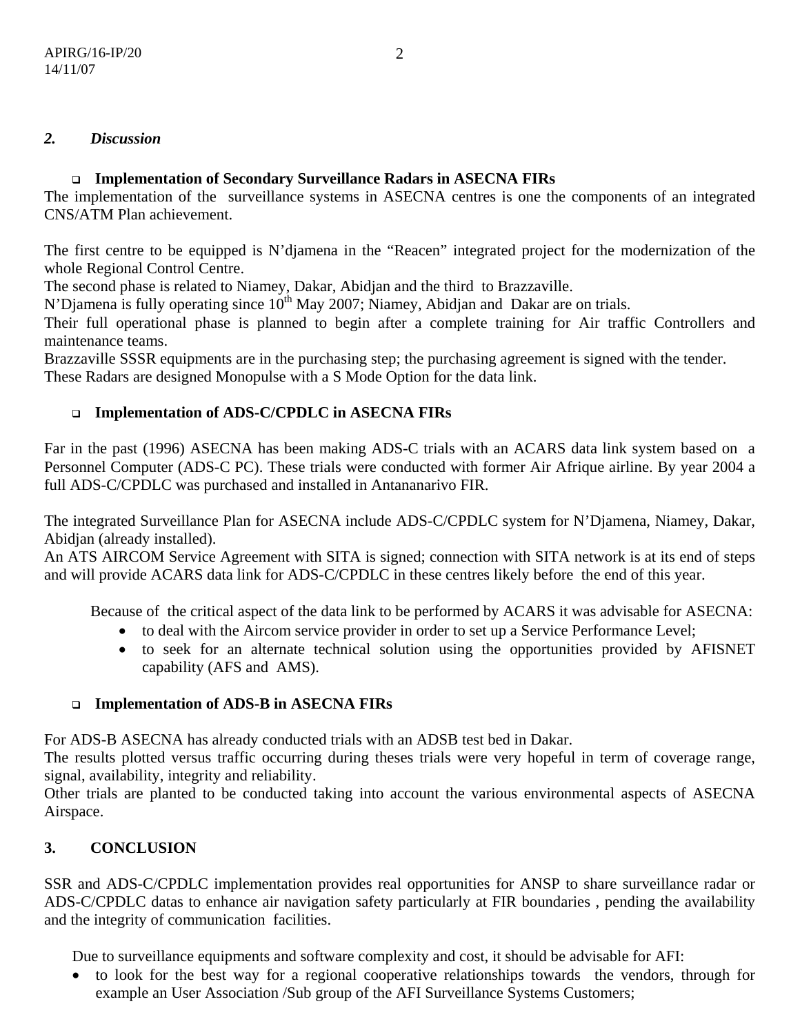## *2. Discussion*

- **Implementation of Secondary Surveillance Radars in ASECNA FIRs**

The implementation of the surveillance systems in ASECNA centres is one the components of an integrated CNS/ATM Plan achievement.

The first centre to be equipped is N'djamena in the "Reacen" integrated project for the modernization of the whole Regional Control Centre.
The second phase is related to Niamey, Dakar, Abidjan and the third to Brazzaville.
N'Djamena is fully operating since 10th May 2007; Niamey, Abidjan and Dakar are on trials.
Their full operational phase is planned to begin after a complete training for Air traffic Controllers and maintenance teams.
Brazzaville SSSR equipments are in the purchasing step; the purchasing agreement is signed with the tender.
These Radars are designed Monopulse with a S Mode Option for the data link.

- **Implementation of ADS-C/CPDLC in ASECNA FIRs**

Far in the past (1996) ASECNA has been making ADS-C trials with an ACARS data link system based on a Personnel Computer (ADS-C PC). These trials were conducted with former Air Afrique airline. By year 2004 a full ADS-C/CPDLC was purchased and installed in Antananarivo FIR.

The integrated Surveillance Plan for ASECNA include ADS-C/CPDLC system for N'Djamena, Niamey, Dakar, Abidjan (already installed).
An ATS AIRCOM Service Agreement with SITA is signed; connection with SITA network is at its end of steps and will provide ACARS data link for ADS-C/CPDLC in these centres likely before the end of this year.

Because of the critical aspect of the data link to be performed by ACARS it was advisable for ASECNA:

- to deal with the Aircom service provider in order to set up a Service Performance Level;
- to seek for an alternate technical solution using the opportunities provided by AFISNET capability (AFS and AMS).

- **Implementation of ADS-B in ASECNA FIRs**

For ADS-B ASECNA has already conducted trials with an ADSB test bed in Dakar.
The results plotted versus traffic occurring during theses trials were very hopeful in term of coverage range, signal, availability, integrity and reliability.
Other trials are planted to be conducted taking into account the various environmental aspects of ASECNA Airspace.

## 3. CONCLUSION

SSR and ADS-C/CPDLC implementation provides real opportunities for ANSP to share surveillance radar or ADS-C/CPDLC datas to enhance air navigation safety particularly at FIR boundaries , pending the availability and the integrity of communication facilities.

Due to surveillance equipments and software complexity and cost, it should be advisable for AFI:

- to look for the best way for a regional cooperative relationships towards the vendors, through for example an User Association /Sub group of the AFI Surveillance Systems Customers;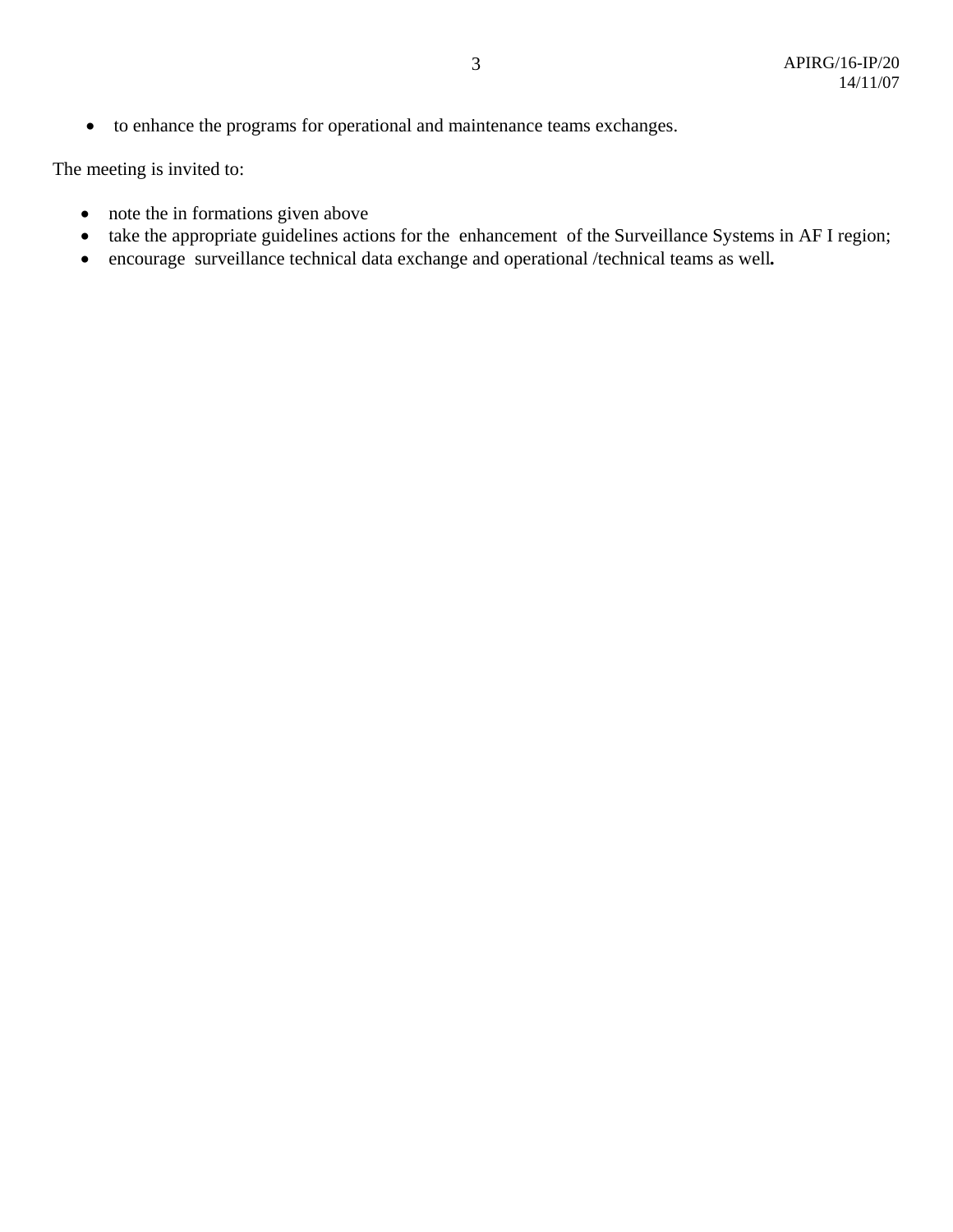- to enhance the programs for operational and maintenance teams exchanges.

The meeting is invited to:

- note the in formations given above
- take the appropriate guidelines actions for the enhancement of the Surveillance Systems in AF I region;
- encourage surveillance technical data exchange and operational /technical teams as well**.**